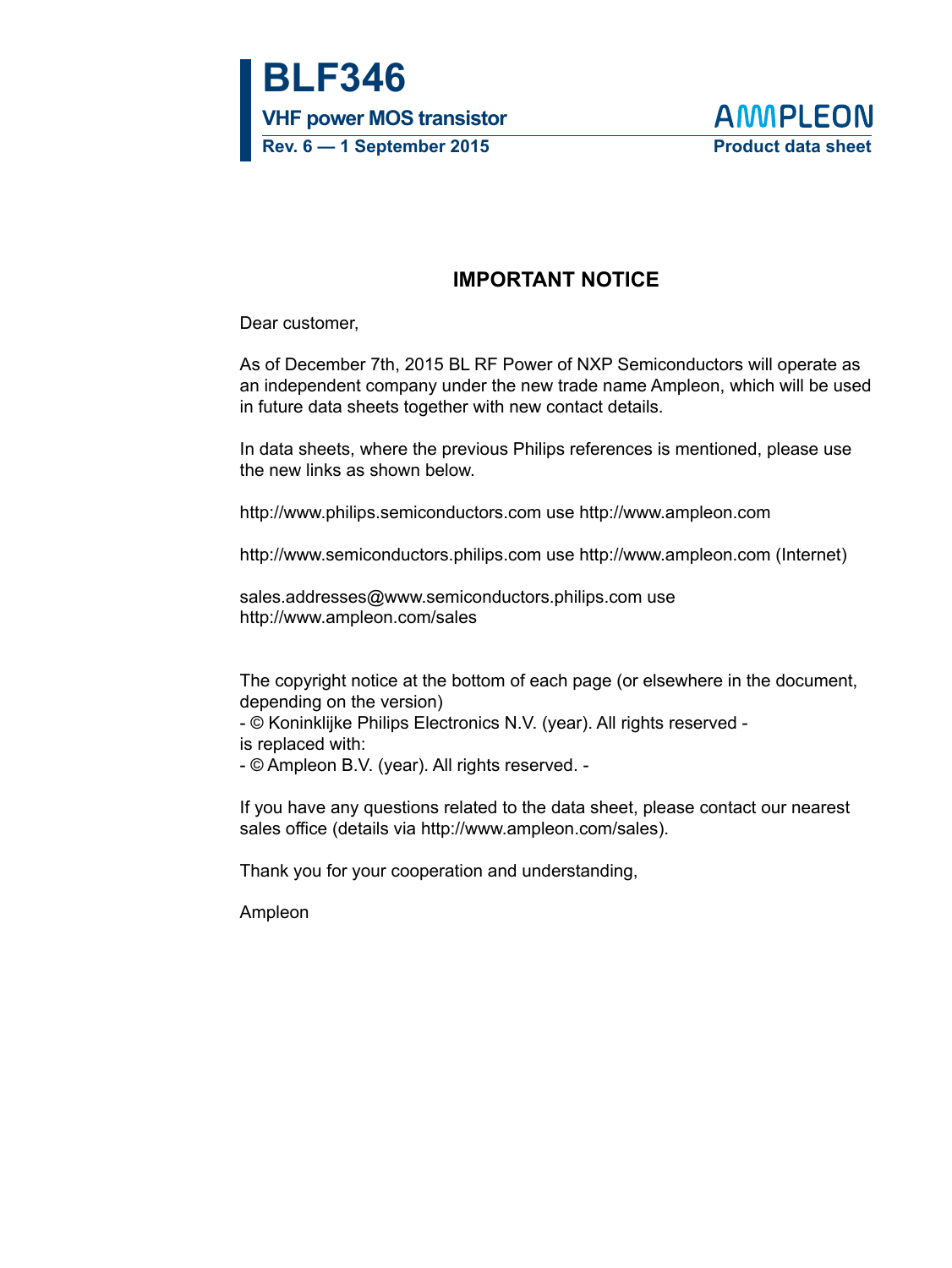# BLF346

**VHF power MOS transistor**

**Rev. 6 — 1 September 2015**

AMPLEON

**Product data sheet**

## IMPORTANT NOTICE

Dear customer,

As of December 7th, 2015 BL RF Power of NXP Semiconductors will operate as an independent company under the new trade name Ampleon, which will be used in future data sheets together with new contact details.

In data sheets, where the previous Philips references is mentioned, please use the new links as shown below.

http://www.philips.semiconductors.com use http://www.ampleon.com

http://www.semiconductors.philips.com use http://www.ampleon.com (Internet)

sales.addresses@www.semiconductors.philips.com use http://www.ampleon.com/sales

The copyright notice at the bottom of each page (or elsewhere in the document, depending on the version)
- © Koninklijke Philips Electronics N.V. (year). All rights reserved -
is replaced with:
- © Ampleon B.V. (year). All rights reserved. -

If you have any questions related to the data sheet, please contact our nearest sales office (details via http://www.ampleon.com/sales).

Thank you for your cooperation and understanding,

Ampleon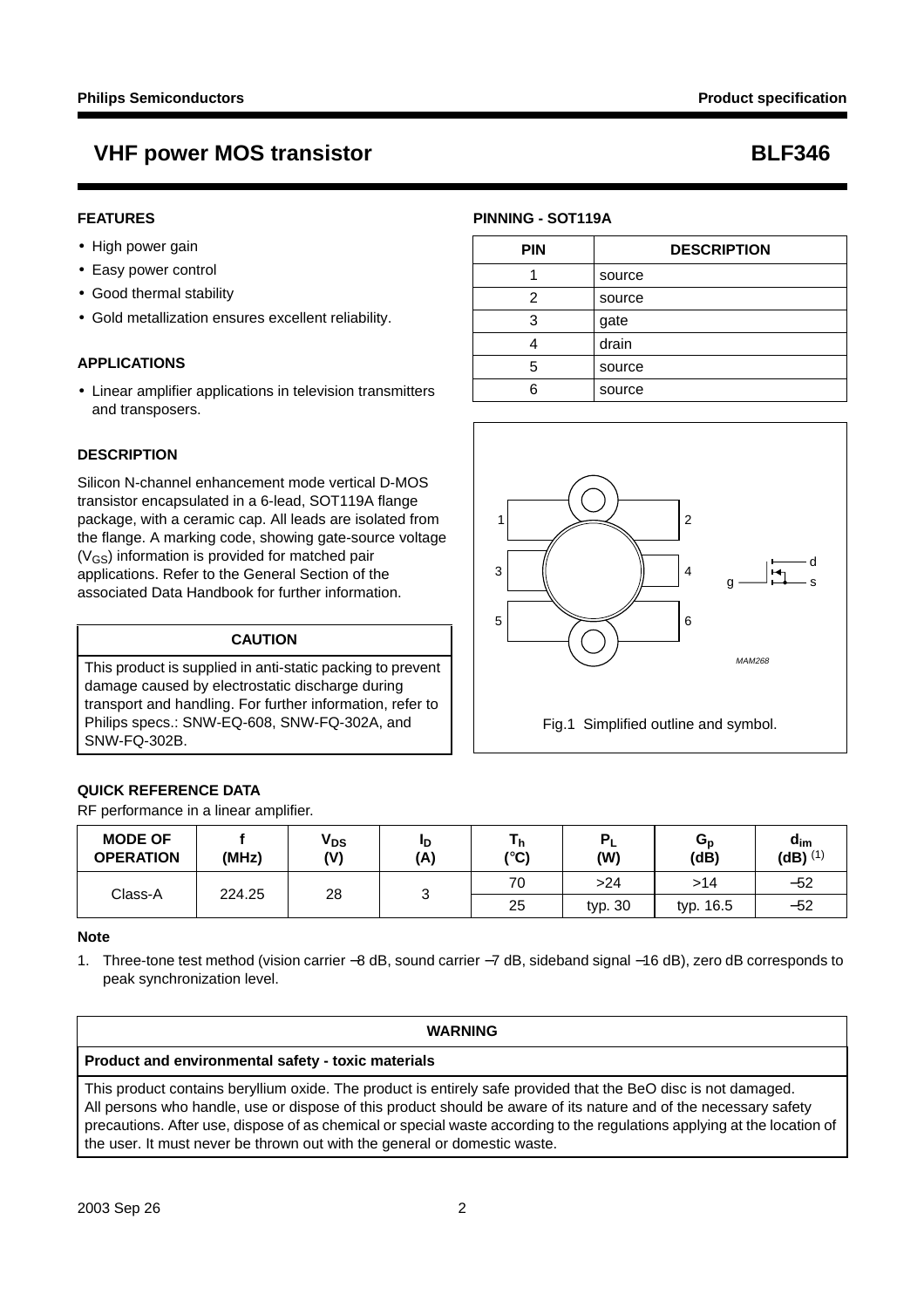# VHF power MOS transistor BLF346

## FEATURES

- High power gain
- Easy power control
- Good thermal stability
- Gold metallization ensures excellent reliability.

## APPLICATIONS

- Linear amplifier applications in television transmitters and transposers.

## DESCRIPTION

Silicon N-channel enhancement mode vertical D-MOS transistor encapsulated in a 6-lead, SOT119A flange package, with a ceramic cap. All leads are isolated from the flange. A marking code, showing gate-source voltage ($V_{GS}$) information is provided for matched pair applications. Refer to the General Section of the associated Data Handbook for further information.

| CAUTION |
| --- |
| This product is supplied in anti-static packing to prevent damage caused by electrostatic discharge during transport and handling. For further information, refer to Philips specs.: SNW-EQ-608, SNW-FQ-302A, and SNW-FQ-302B. |

## PINNING - SOT119A

| PIN | DESCRIPTION |
| --- | --- |
| 1 | source |
| 2 | source |
| 3 | gate |
| 4 | drain |
| 5 | source |
| 6 | source |

Fig.1 Simplified outline and symbol.

## QUICK REFERENCE DATA

RF performance in a linear amplifier.

| MODE OF OPERATION | f (MHz) | $V_{DS}$ (V) | $I_D$ (A) | $T_h$ (°C) | $P_L$ (W) | $G_p$ (dB) | $d_{im}$ (dB) (1) |
| --- | --- | --- | --- | --- | --- | --- | --- |
| Class-A | 224.25 | 28 | 3 | 70 | >24 | >14 | −52 |
| | | | | 25 | typ. 30 | typ. 16.5 | −52 |

### Note

1. Three-tone test method (vision carrier −8 dB, sound carrier −7 dB, sideband signal −16 dB), zero dB corresponds to peak synchronization level.

| WARNING |
| --- |
| **Product and environmental safety - toxic materials** |
| This product contains beryllium oxide. The product is entirely safe provided that the BeO disc is not damaged. All persons who handle, use or dispose of this product should be aware of its nature and of the necessary safety precautions. After use, dispose of as chemical or special waste according to the regulations applying at the location of the user. It must never be thrown out with the general or domestic waste. |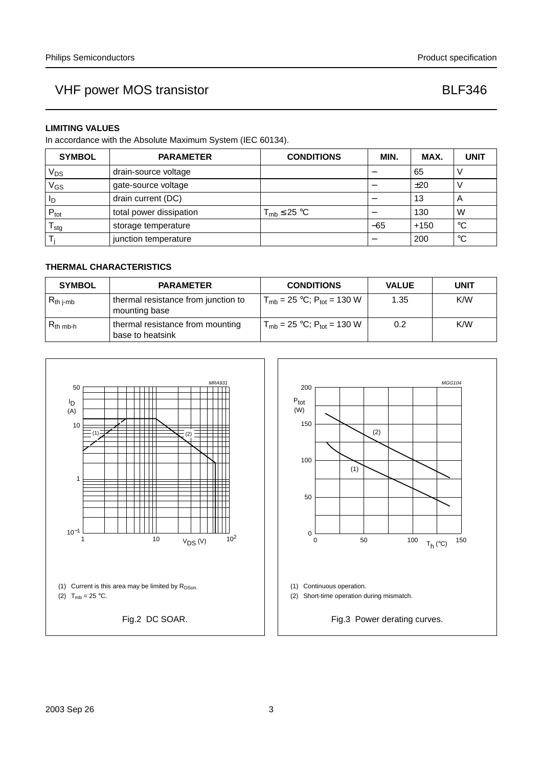### LIMITING VALUES

In accordance with the Absolute Maximum System (IEC 60134).

| SYMBOL | PARAMETER | CONDITIONS | MIN. | MAX. | UNIT |
|---|---|---|---|---|---|
| $V_{DS}$ | drain-source voltage | | − | 65 | V |
| $V_{GS}$ | gate-source voltage | | − | ±20 | V |
| $I_D$ | drain current (DC) | | − | 13 | A |
| $P_{tot}$ | total power dissipation | $T_{mb} \leq 25$ °C | − | 130 | W |
| $T_{stg}$ | storage temperature | | −65 | +150 | °C |
| $T_j$ | junction temperature | | − | 200 | °C |

### THERMAL CHARACTERISTICS

| SYMBOL | PARAMETER | CONDITIONS | VALUE | UNIT |
|---|---|---|---|---|
| $R_{th\ j\text{-}mb}$ | thermal resistance from junction to mounting base | $T_{mb}$ = 25 °C; $P_{tot}$ = 130 W | 1.35 | K/W |
| $R_{th\ mb\text{-}h}$ | thermal resistance from mounting base to heatsink | $T_{mb}$ = 25 °C; $P_{tot}$ = 130 W | 0.2 | K/W |

(1) Current is this area may be limited by $R_{DSon}$.

(2) $T_{mb}$ = 25 °C.

Fig.2 DC SOAR.

(1) Continuous operation.

(2) Short-time operation during mismatch.

Fig.3 Power derating curves.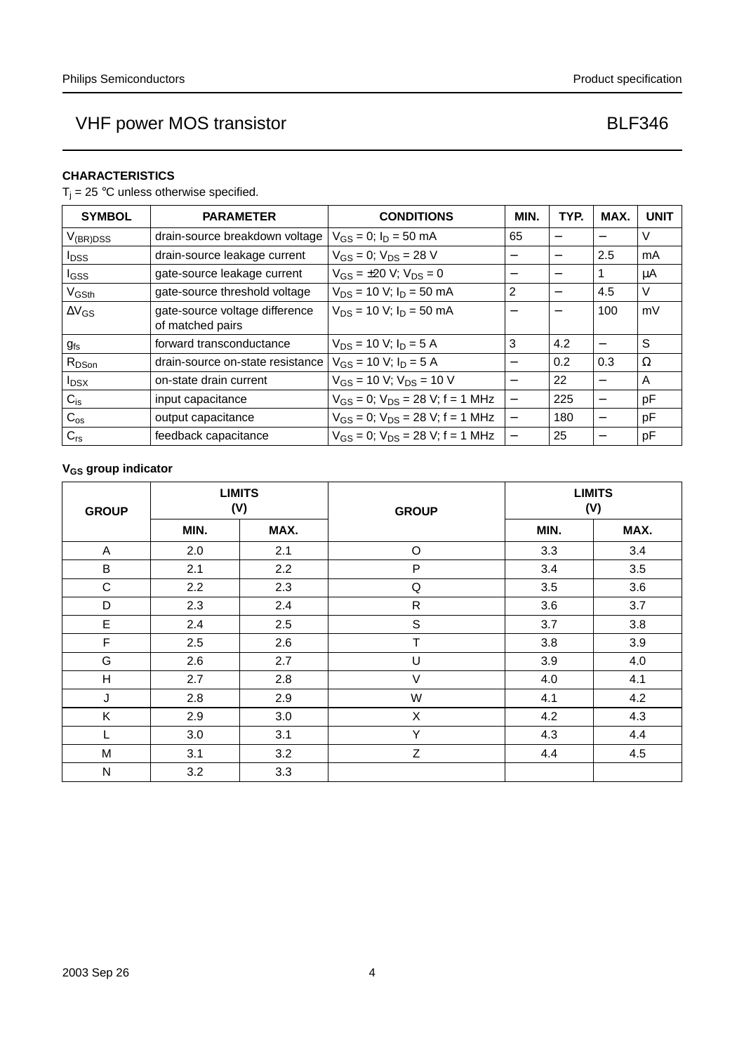## CHARACTERISTICS

$T_j$ = 25 °C unless otherwise specified.

| SYMBOL | PARAMETER | CONDITIONS | MIN. | TYP. | MAX. | UNIT |
|---|---|---|---|---|---|---|
| $V_{(BR)DSS}$ | drain-source breakdown voltage | $V_{GS}$ = 0; $I_D$ = 50 mA | 65 | − | − | V |
| $I_{DSS}$ | drain-source leakage current | $V_{GS}$ = 0; $V_{DS}$ = 28 V | − | − | 2.5 | mA |
| $I_{GSS}$ | gate-source leakage current | $V_{GS}$ = ±20 V; $V_{DS}$ = 0 | − | − | 1 | μA |
| $V_{GSth}$ | gate-source threshold voltage | $V_{DS}$ = 10 V; $I_D$ = 50 mA | 2 | − | 4.5 | V |
| $\Delta V_{GS}$ | gate-source voltage difference of matched pairs | $V_{DS}$ = 10 V; $I_D$ = 50 mA | − | − | 100 | mV |
| $g_{fs}$ | forward transconductance | $V_{DS}$ = 10 V; $I_D$ = 5 A | 3 | 4.2 | − | S |
| $R_{DSon}$ | drain-source on-state resistance | $V_{GS}$ = 10 V; $I_D$ = 5 A | − | 0.2 | 0.3 | Ω |
| $I_{DSX}$ | on-state drain current | $V_{GS}$ = 10 V; $V_{DS}$ = 10 V | − | 22 | − | A |
| $C_{is}$ | input capacitance | $V_{GS}$ = 0; $V_{DS}$ = 28 V; f = 1 MHz | − | 225 | − | pF |
| $C_{os}$ | output capacitance | $V_{GS}$ = 0; $V_{DS}$ = 28 V; f = 1 MHz | − | 180 | − | pF |
| $C_{rs}$ | feedback capacitance | $V_{GS}$ = 0; $V_{DS}$ = 28 V; f = 1 MHz | − | 25 | − | pF |

### $V_{GS}$ group indicator

| GROUP | LIMITS (V) | | GROUP | LIMITS (V) | |
|---|---|---|---|---|---|
| | MIN. | MAX. | | MIN. | MAX. |
| A | 2.0 | 2.1 | O | 3.3 | 3.4 |
| B | 2.1 | 2.2 | P | 3.4 | 3.5 |
| C | 2.2 | 2.3 | Q | 3.5 | 3.6 |
| D | 2.3 | 2.4 | R | 3.6 | 3.7 |
| E | 2.4 | 2.5 | S | 3.7 | 3.8 |
| F | 2.5 | 2.6 | T | 3.8 | 3.9 |
| G | 2.6 | 2.7 | U | 3.9 | 4.0 |
| H | 2.7 | 2.8 | V | 4.0 | 4.1 |
| J | 2.8 | 2.9 | W | 4.1 | 4.2 |
| K | 2.9 | 3.0 | X | 4.2 | 4.3 |
| L | 3.0 | 3.1 | Y | 4.3 | 4.4 |
| M | 3.1 | 3.2 | Z | 4.4 | 4.5 |
| N | 3.2 | 3.3 | | | |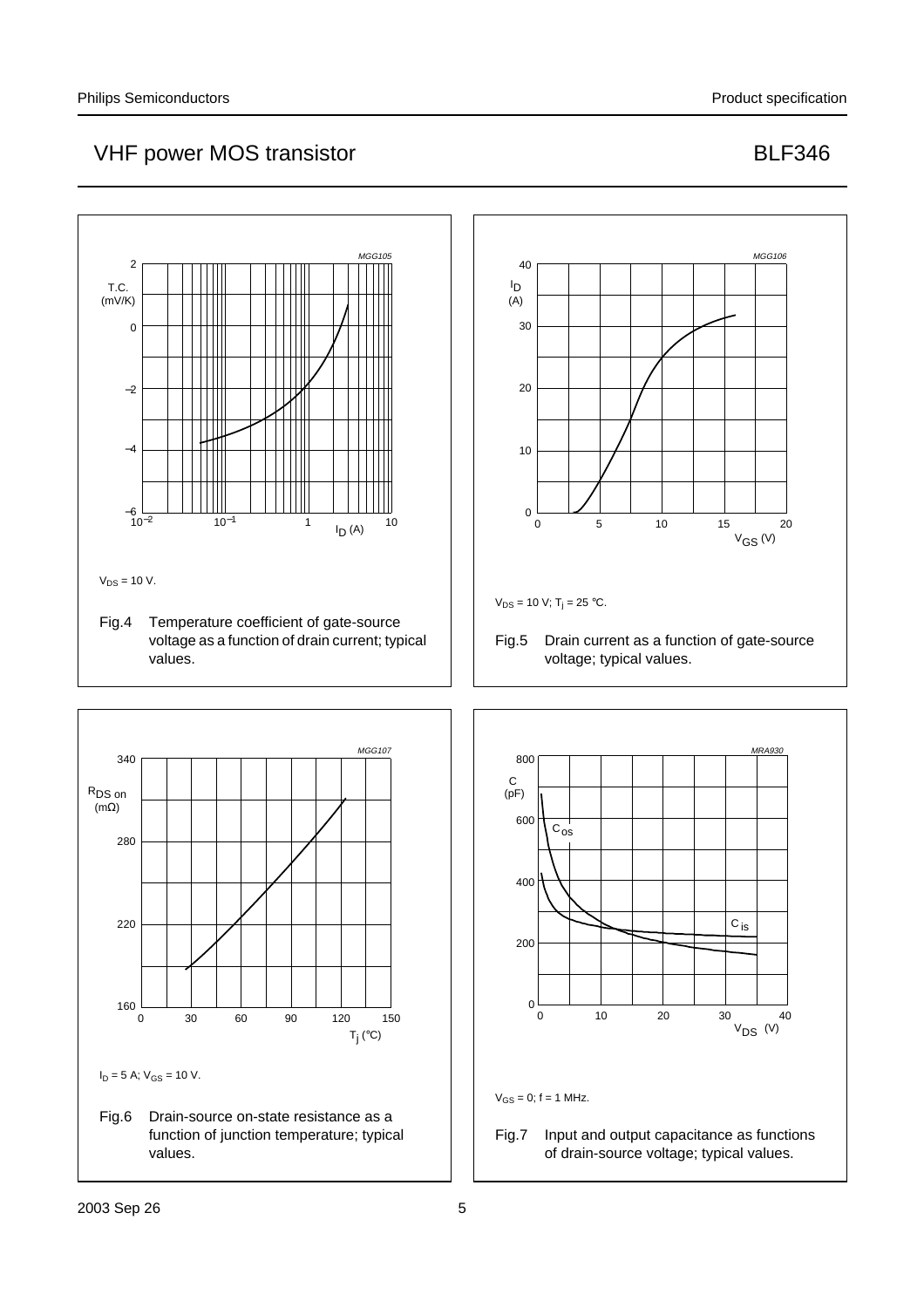$V_{DS}$ = 10 V.

Fig.4 Temperature coefficient of gate-source voltage as a function of drain current; typical values.

$V_{DS}$ = 10 V; $T_j$ = 25 °C.

Fig.5 Drain current as a function of gate-source voltage; typical values.

$I_D$ = 5 A; $V_{GS}$ = 10 V.

Fig.6 Drain-source on-state resistance as a function of junction temperature; typical values.

$V_{GS}$ = 0; f = 1 MHz.

Fig.7 Input and output capacitance as functions of drain-source voltage; typical values.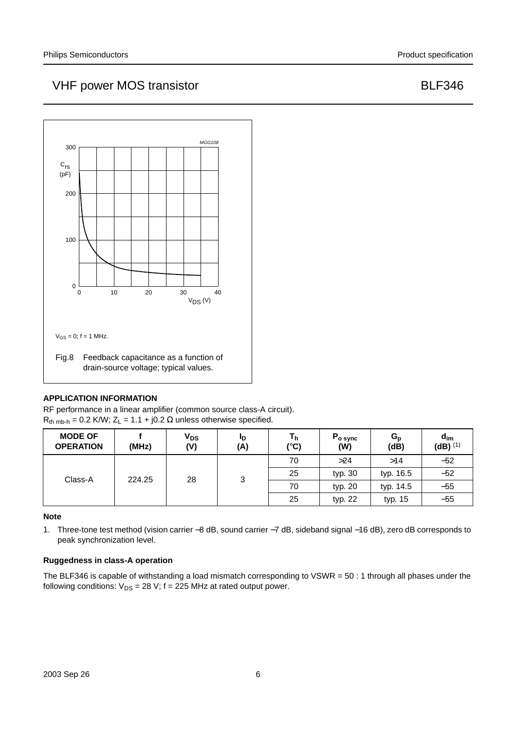MGG108

$V_{GS} = 0$; f = 1 MHz.

Fig.8 Feedback capacitance as a function of drain-source voltage; typical values.

## APPLICATION INFORMATION

RF performance in a linear amplifier (common source class-A circuit).
$R_{th\ mb-h} = 0.2$ K/W; $Z_L = 1.1 + j0.2\ \Omega$ unless otherwise specified.

| MODE OF OPERATION | f (MHz) | $V_{DS}$ (V) | $I_D$ (A) | $T_h$ (°C) | $P_{o\ sync}$ (W) | $G_p$ (dB) | $d_{im}$ (dB) (1) |
|---|---|---|---|---|---|---|---|
| Class-A | 224.25 | 28 | 3 | 70 | >24 | >14 | −52 |
| | | | | 25 | typ. 30 | typ. 16.5 | −52 |
| | | | | 70 | typ. 20 | typ. 14.5 | −55 |
| | | | | 25 | typ. 22 | typ. 15 | −55 |

### Note

1. Three-tone test method (vision carrier −8 dB, sound carrier −7 dB, sideband signal −16 dB), zero dB corresponds to peak synchronization level.

### Ruggedness in class-A operation

The BLF346 is capable of withstanding a load mismatch corresponding to VSWR = 50 : 1 through all phases under the following conditions: $V_{DS} = 28$ V; f = 225 MHz at rated output power.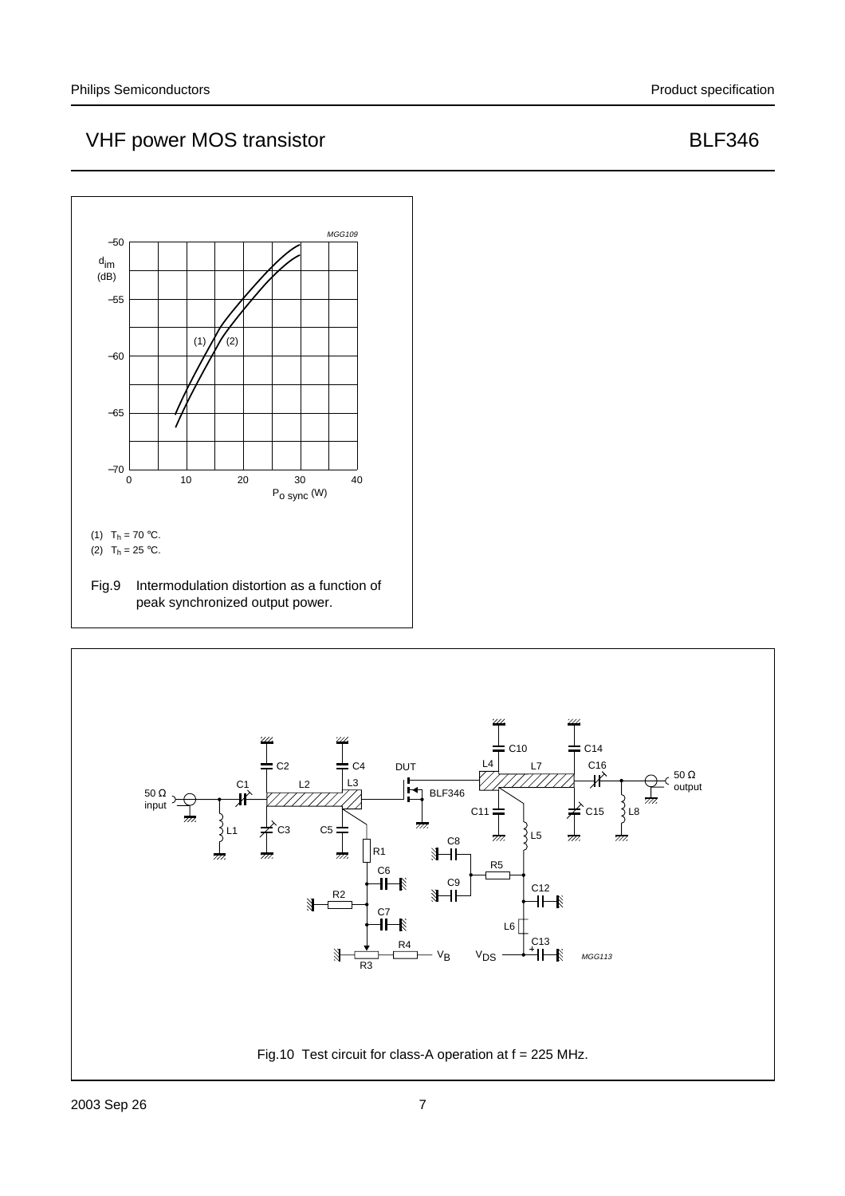(1) $T_h$ = 70 °C.

(2) $T_h$ = 25 °C.

Fig.9 Intermodulation distortion as a function of peak synchronized output power.

Fig.10 Test circuit for class-A operation at f = 225 MHz.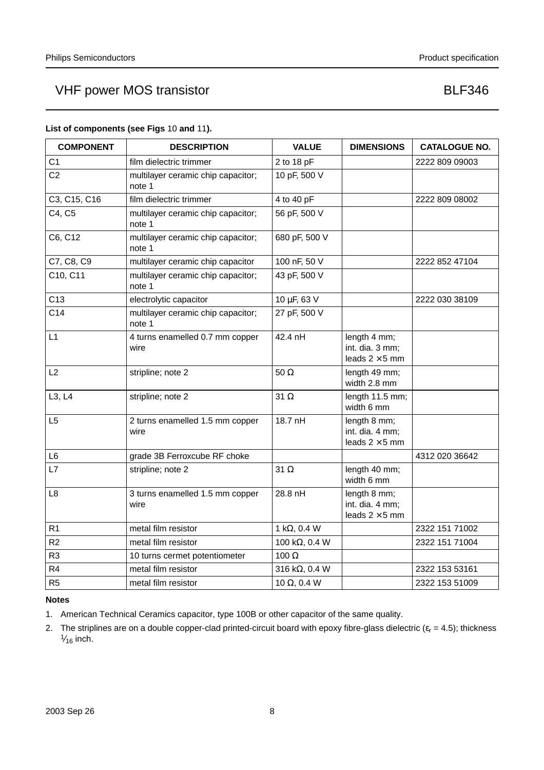**List of components (see Figs 10 and 11).**

| COMPONENT | DESCRIPTION | VALUE | DIMENSIONS | CATALOGUE NO. |
|---|---|---|---|---|
| C1 | film dielectric trimmer | 2 to 18 pF | | 2222 809 09003 |
| C2 | multilayer ceramic chip capacitor; note 1 | 10 pF, 500 V | | |
| C3, C15, C16 | film dielectric trimmer | 4 to 40 pF | | 2222 809 08002 |
| C4, C5 | multilayer ceramic chip capacitor; note 1 | 56 pF, 500 V | | |
| C6, C12 | multilayer ceramic chip capacitor; note 1 | 680 pF, 500 V | | |
| C7, C8, C9 | multilayer ceramic chip capacitor | 100 nF, 50 V | | 2222 852 47104 |
| C10, C11 | multilayer ceramic chip capacitor; note 1 | 43 pF, 500 V | | |
| C13 | electrolytic capacitor | 10 μF, 63 V | | 2222 030 38109 |
| C14 | multilayer ceramic chip capacitor; note 1 | 27 pF, 500 V | | |
| L1 | 4 turns enamelled 0.7 mm copper wire | 42.4 nH | length 4 mm; int. dia. 3 mm; leads 2 × 5 mm | |
| L2 | stripline; note 2 | 50 Ω | length 49 mm; width 2.8 mm | |
| L3, L4 | stripline; note 2 | 31 Ω | length 11.5 mm; width 6 mm | |
| L5 | 2 turns enamelled 1.5 mm copper wire | 18.7 nH | length 8 mm; int. dia. 4 mm; leads 2 × 5 mm | |
| L6 | grade 3B Ferroxcube RF choke | | | 4312 020 36642 |
| L7 | stripline; note 2 | 31 Ω | length 40 mm; width 6 mm | |
| L8 | 3 turns enamelled 1.5 mm copper wire | 28.8 nH | length 8 mm; int. dia. 4 mm; leads 2 × 5 mm | |
| R1 | metal film resistor | 1 kΩ, 0.4 W | | 2322 151 71002 |
| R2 | metal film resistor | 100 kΩ, 0.4 W | | 2322 151 71004 |
| R3 | 10 turns cermet potentiometer | 100 Ω | | |
| R4 | metal film resistor | 316 kΩ, 0.4 W | | 2322 153 53161 |
| R5 | metal film resistor | 10 Ω, 0.4 W | | 2322 153 51009 |

**Notes**

1. American Technical Ceramics capacitor, type 100B or other capacitor of the same quality.
2. The striplines are on a double copper-clad printed-circuit board with epoxy fibre-glass dielectric ($\varepsilon_r = 4.5$); thickness $\frac{1}{16}$ inch.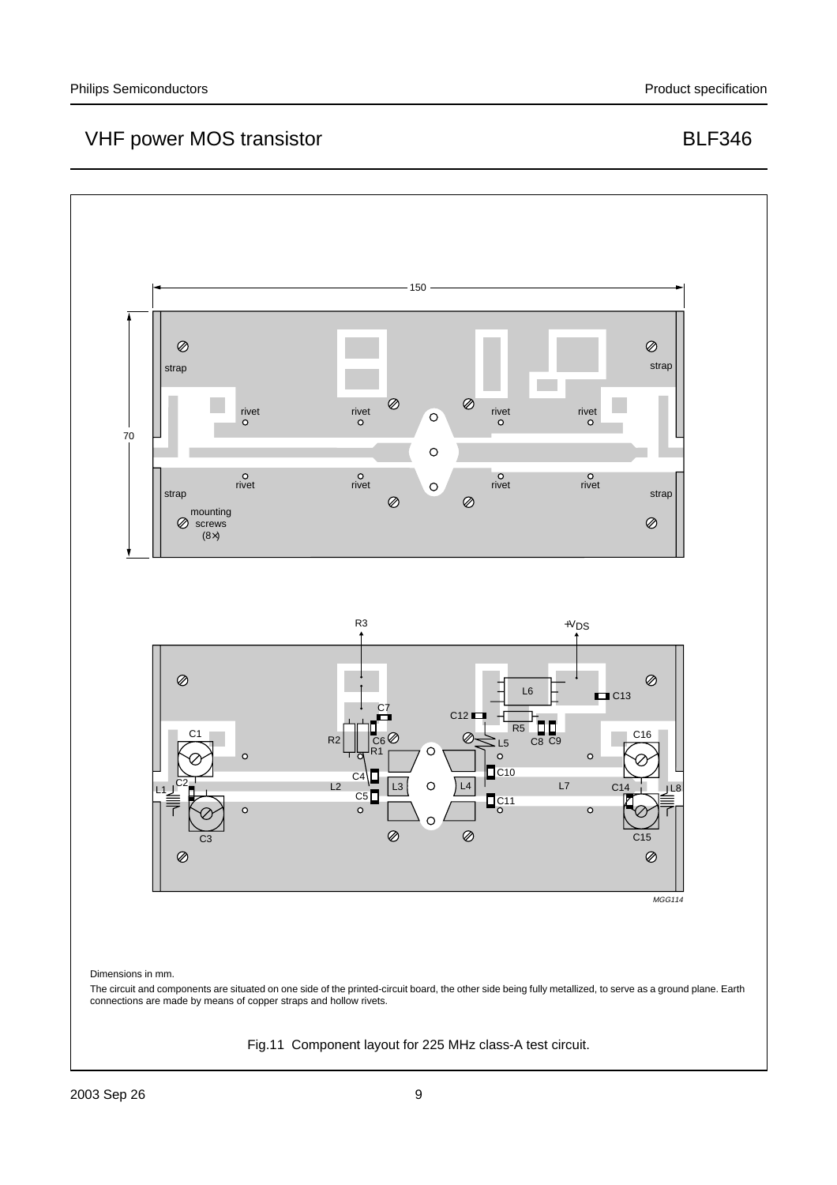Dimensions in mm.

The circuit and components are situated on one side of the printed-circuit board, the other side being fully metallized, to serve as a ground plane. Earth connections are made by means of copper straps and hollow rivets.

Fig.11 Component layout for 225 MHz class-A test circuit.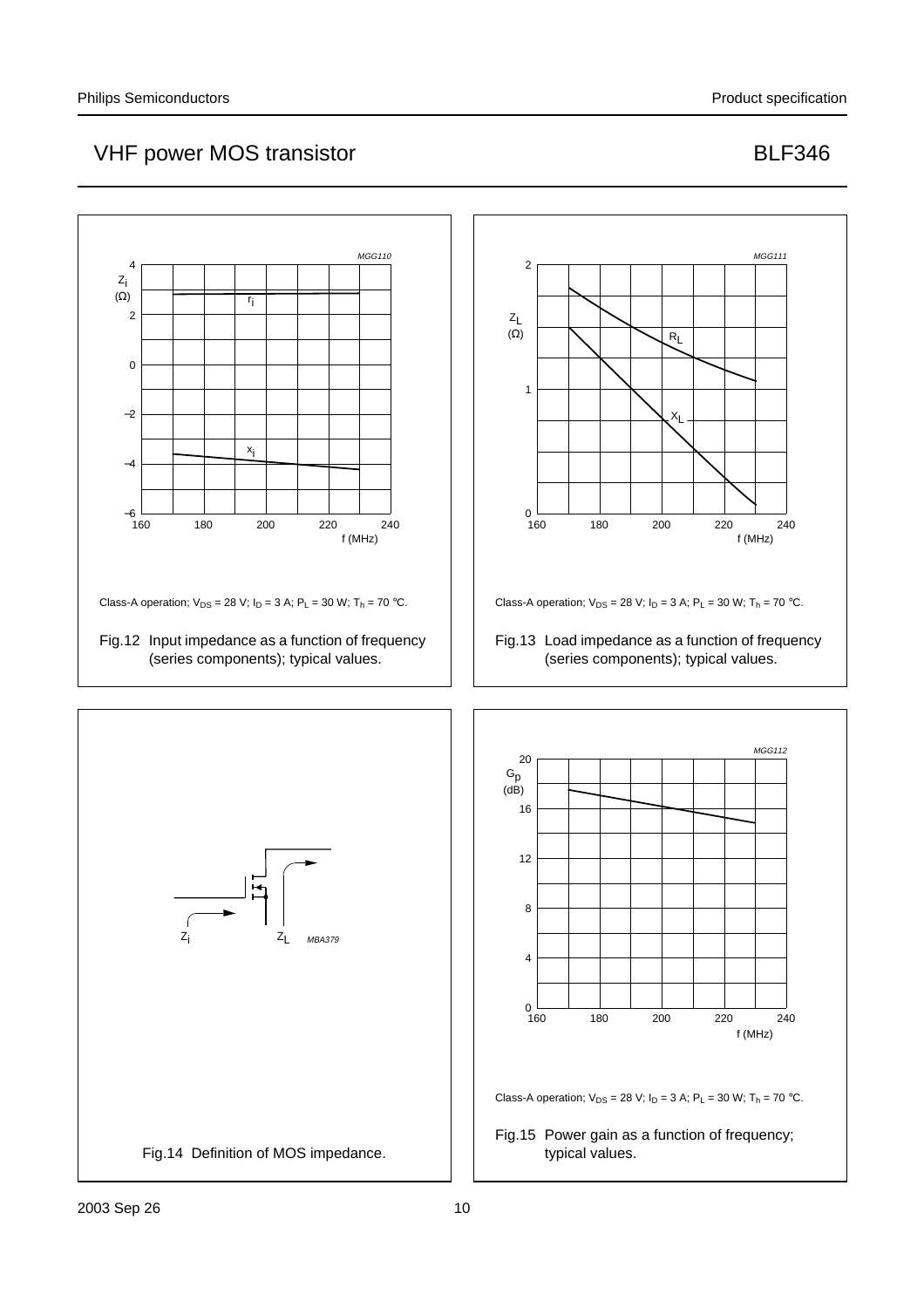## VHF power MOS transistor — BLF346

Class-A operation; $V_{DS}$ = 28 V; $I_D$ = 3 A; $P_L$ = 30 W; $T_h$ = 70 °C.

Fig.12 Input impedance as a function of frequency (series components); typical values.

Class-A operation; $V_{DS}$ = 28 V; $I_D$ = 3 A; $P_L$ = 30 W; $T_h$ = 70 °C.

Fig.13 Load impedance as a function of frequency (series components); typical values.

Fig.14 Definition of MOS impedance.

Class-A operation; $V_{DS}$ = 28 V; $I_D$ = 3 A; $P_L$ = 30 W; $T_h$ = 70 °C.

Fig.15 Power gain as a function of frequency; typical values.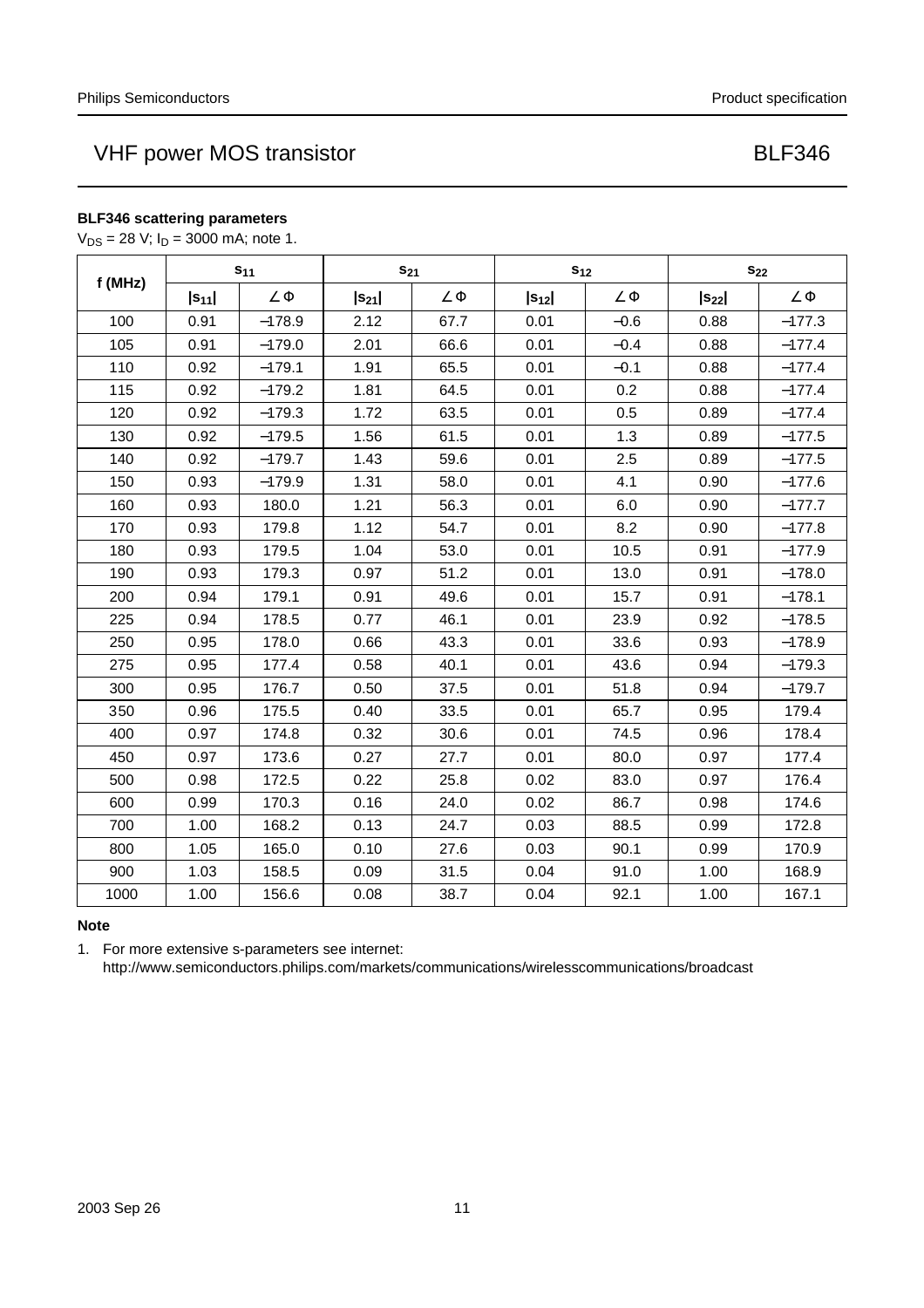**BLF346 scattering parameters**

$V_{DS}$ = 28 V; $I_D$ = 3000 mA; note 1.

| f (MHz) | $s_{11}$ | | $s_{21}$ | | $s_{12}$ | | $s_{22}$ | |
|---|---|---|---|---|---|---|---|---|
| | $\|s_{11}\|$ | ∠ Φ | $\|s_{21}\|$ | ∠ Φ | $\|s_{12}\|$ | ∠ Φ | $\|s_{22}\|$ | ∠ Φ |
| 100 | 0.91 | −178.9 | 2.12 | 67.7 | 0.01 | −0.6 | 0.88 | −177.3 |
| 105 | 0.91 | −179.0 | 2.01 | 66.6 | 0.01 | −0.4 | 0.88 | −177.4 |
| 110 | 0.92 | −179.1 | 1.91 | 65.5 | 0.01 | −0.1 | 0.88 | −177.4 |
| 115 | 0.92 | −179.2 | 1.81 | 64.5 | 0.01 | 0.2 | 0.88 | −177.4 |
| 120 | 0.92 | −179.3 | 1.72 | 63.5 | 0.01 | 0.5 | 0.89 | −177.4 |
| 130 | 0.92 | −179.5 | 1.56 | 61.5 | 0.01 | 1.3 | 0.89 | −177.5 |
| 140 | 0.92 | −179.7 | 1.43 | 59.6 | 0.01 | 2.5 | 0.89 | −177.5 |
| 150 | 0.93 | −179.9 | 1.31 | 58.0 | 0.01 | 4.1 | 0.90 | −177.6 |
| 160 | 0.93 | 180.0 | 1.21 | 56.3 | 0.01 | 6.0 | 0.90 | −177.7 |
| 170 | 0.93 | 179.8 | 1.12 | 54.7 | 0.01 | 8.2 | 0.90 | −177.8 |
| 180 | 0.93 | 179.5 | 1.04 | 53.0 | 0.01 | 10.5 | 0.91 | −177.9 |
| 190 | 0.93 | 179.3 | 0.97 | 51.2 | 0.01 | 13.0 | 0.91 | −178.0 |
| 200 | 0.94 | 179.1 | 0.91 | 49.6 | 0.01 | 15.7 | 0.91 | −178.1 |
| 225 | 0.94 | 178.5 | 0.77 | 46.1 | 0.01 | 23.9 | 0.92 | −178.5 |
| 250 | 0.95 | 178.0 | 0.66 | 43.3 | 0.01 | 33.6 | 0.93 | −178.9 |
| 275 | 0.95 | 177.4 | 0.58 | 40.1 | 0.01 | 43.6 | 0.94 | −179.3 |
| 300 | 0.95 | 176.7 | 0.50 | 37.5 | 0.01 | 51.8 | 0.94 | −179.7 |
| 350 | 0.96 | 175.5 | 0.40 | 33.5 | 0.01 | 65.7 | 0.95 | 179.4 |
| 400 | 0.97 | 174.8 | 0.32 | 30.6 | 0.01 | 74.5 | 0.96 | 178.4 |
| 450 | 0.97 | 173.6 | 0.27 | 27.7 | 0.01 | 80.0 | 0.97 | 177.4 |
| 500 | 0.98 | 172.5 | 0.22 | 25.8 | 0.02 | 83.0 | 0.97 | 176.4 |
| 600 | 0.99 | 170.3 | 0.16 | 24.0 | 0.02 | 86.7 | 0.98 | 174.6 |
| 700 | 1.00 | 168.2 | 0.13 | 24.7 | 0.03 | 88.5 | 0.99 | 172.8 |
| 800 | 1.05 | 165.0 | 0.10 | 27.6 | 0.03 | 90.1 | 0.99 | 170.9 |
| 900 | 1.03 | 158.5 | 0.09 | 31.5 | 0.04 | 91.0 | 1.00 | 168.9 |
| 1000 | 1.00 | 156.6 | 0.08 | 38.7 | 0.04 | 92.1 | 1.00 | 167.1 |

**Note**

1. For more extensive s-parameters see internet: http://www.semiconductors.philips.com/markets/communications/wirelesscommunications/broadcast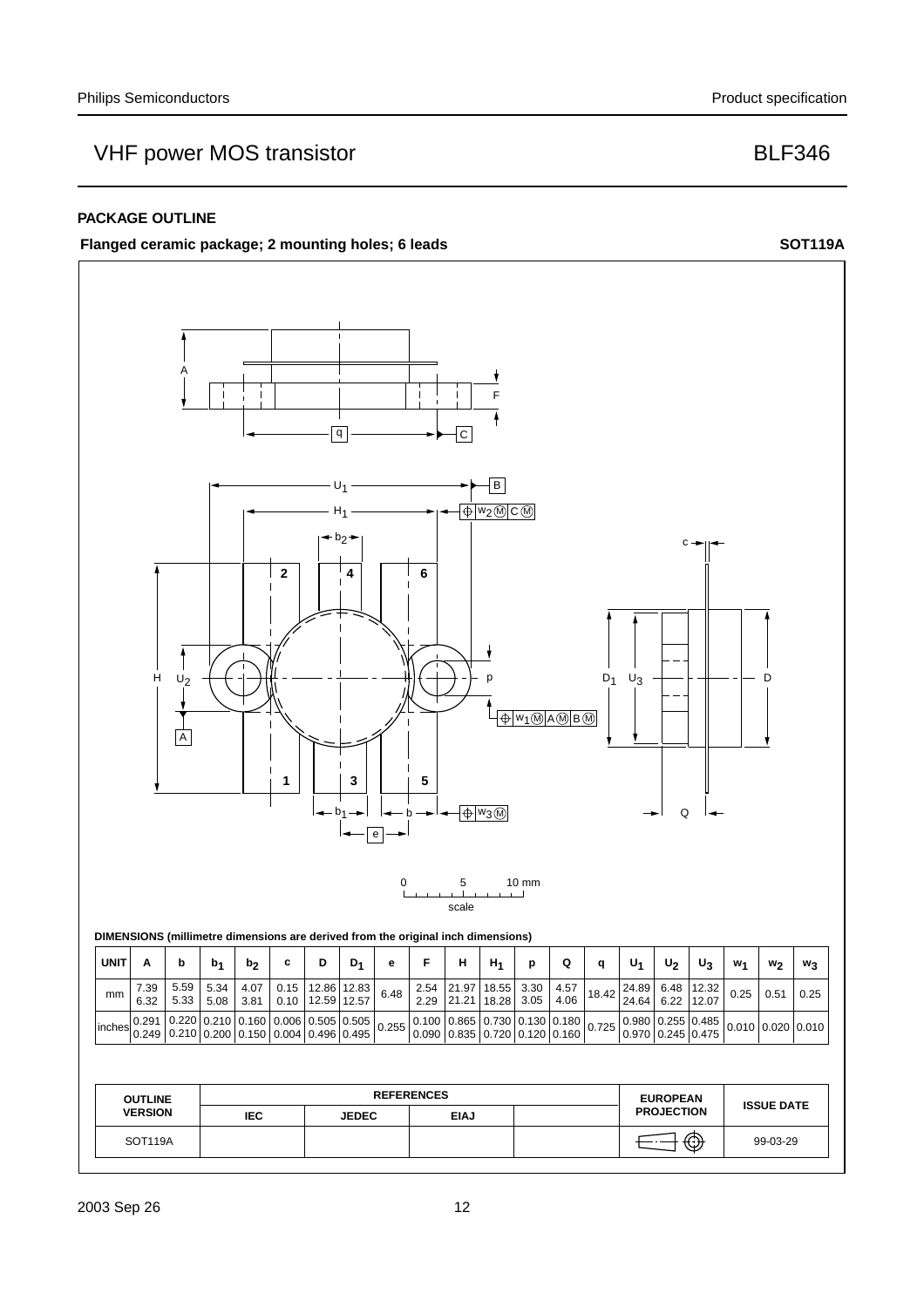## PACKAGE OUTLINE

**Flanged ceramic package; 2 mounting holes; 6 leads** **SOT119A**

0 5 10 mm
scale

**DIMENSIONS (millimetre dimensions are derived from the original inch dimensions)**

| UNIT | A | b | $b_1$ | $b_2$ | c | D | $D_1$ | e | F | H | $H_1$ | p | Q | q | $U_1$ | $U_2$ | $U_3$ | $w_1$ | $w_2$ | $w_3$ |
|---|---|---|---|---|---|---|---|---|---|---|---|---|---|---|---|---|---|---|---|---|
| mm | 7.39<br>6.32 | 5.59<br>5.33 | 5.34<br>5.08 | 4.07<br>3.81 | 0.15<br>0.10 | 12.86<br>12.59 | 12.83<br>12.57 | 6.48 | 2.54<br>2.29 | 21.97<br>21.21 | 18.55<br>18.28 | 3.30<br>3.05 | 4.57<br>4.06 | 18.42 | 24.89<br>24.64 | 6.48<br>6.22 | 12.32<br>12.07 | 0.25 | 0.51 | 0.25 |
| inches | 0.291<br>0.249 | 0.220<br>0.210 | 0.210<br>0.200 | 0.160<br>0.150 | 0.006<br>0.004 | 0.505<br>0.496 | 0.505<br>0.495 | 0.255 | 0.100<br>0.090 | 0.865<br>0.835 | 0.730<br>0.720 | 0.130<br>0.120 | 0.180<br>0.160 | 0.725 | 0.980<br>0.970 | 0.255<br>0.245 | 0.485<br>0.475 | 0.010 | 0.020 | 0.010 |

| OUTLINE VERSION | REFERENCES | | | | EUROPEAN PROJECTION | ISSUE DATE |
|---|---|---|---|---|---|---|
| | IEC | JEDEC | EIAJ | | | |
| SOT119A | | | | | | 99-03-29 |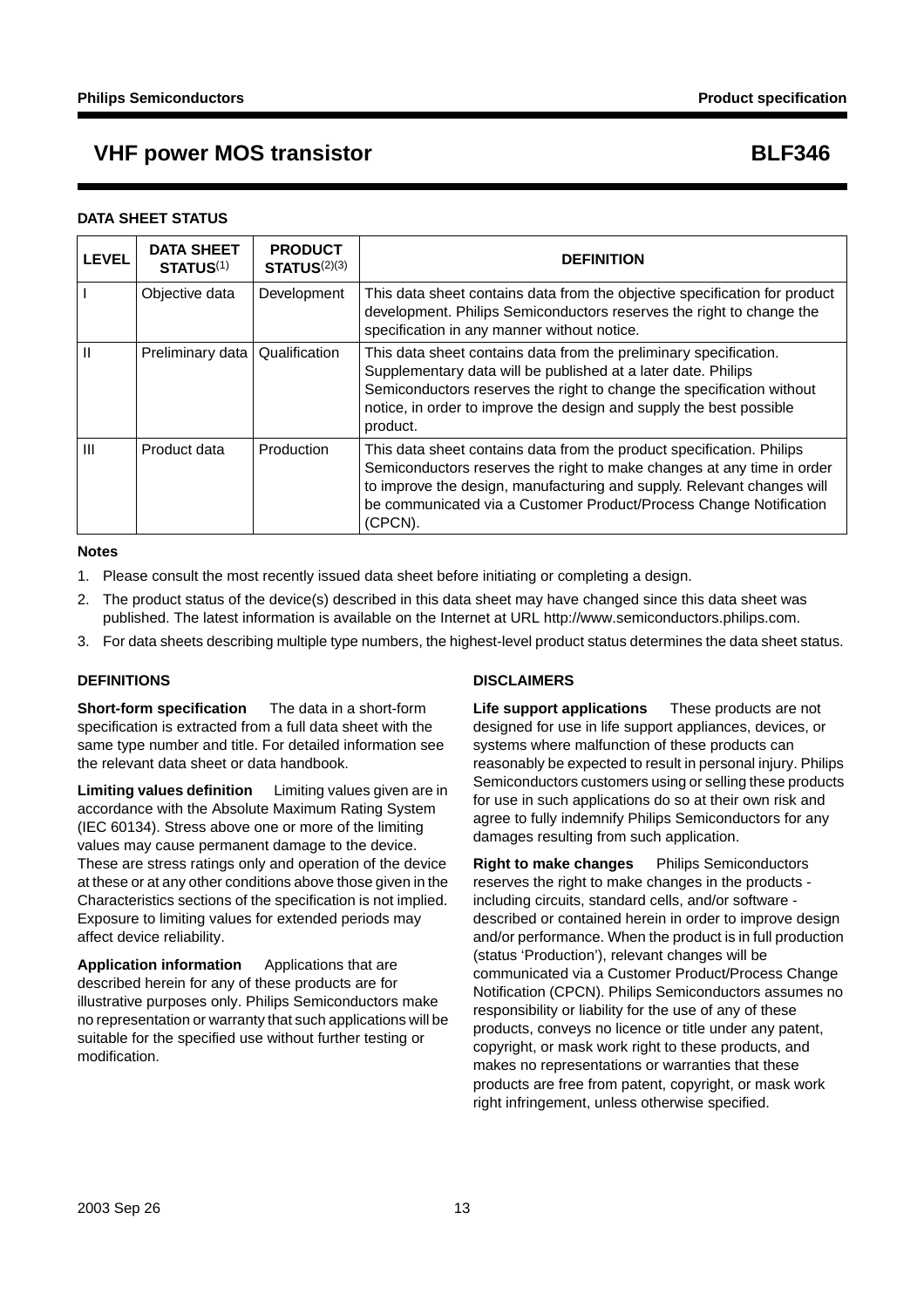## DATA SHEET STATUS

| LEVEL | DATA SHEET STATUS[1] | PRODUCT STATUS[2][3] | DEFINITION |
|---|---|---|---|
| I | Objective data | Development | This data sheet contains data from the objective specification for product development. Philips Semiconductors reserves the right to change the specification in any manner without notice. |
| II | Preliminary data | Qualification | This data sheet contains data from the preliminary specification. Supplementary data will be published at a later date. Philips Semiconductors reserves the right to change the specification without notice, in order to improve the design and supply the best possible product. |
| III | Product data | Production | This data sheet contains data from the product specification. Philips Semiconductors reserves the right to make changes at any time in order to improve the design, manufacturing and supply. Relevant changes will be communicated via a Customer Product/Process Change Notification (CPCN). |

### Notes

1. Please consult the most recently issued data sheet before initiating or completing a design.
2. The product status of the device(s) described in this data sheet may have changed since this data sheet was published. The latest information is available on the Internet at URL http://www.semiconductors.philips.com.
3. For data sheets describing multiple type numbers, the highest-level product status determines the data sheet status.

## DEFINITIONS

**Short-form specification** The data in a short-form specification is extracted from a full data sheet with the same type number and title. For detailed information see the relevant data sheet or data handbook.

**Limiting values definition** Limiting values given are in accordance with the Absolute Maximum Rating System (IEC 60134). Stress above one or more of the limiting values may cause permanent damage to the device. These are stress ratings only and operation of the device at these or at any other conditions above those given in the Characteristics sections of the specification is not implied. Exposure to limiting values for extended periods may affect device reliability.

**Application information** Applications that are described herein for any of these products are for illustrative purposes only. Philips Semiconductors make no representation or warranty that such applications will be suitable for the specified use without further testing or modification.

## DISCLAIMERS

**Life support applications** These products are not designed for use in life support appliances, devices, or systems where malfunction of these products can reasonably be expected to result in personal injury. Philips Semiconductors customers using or selling these products for use in such applications do so at their own risk and agree to fully indemnify Philips Semiconductors for any damages resulting from such application.

**Right to make changes** Philips Semiconductors reserves the right to make changes in the products - including circuits, standard cells, and/or software - described or contained herein in order to improve design and/or performance. When the product is in full production (status 'Production'), relevant changes will be communicated via a Customer Product/Process Change Notification (CPCN). Philips Semiconductors assumes no responsibility or liability for the use of any of these products, conveys no licence or title under any patent, copyright, or mask work right to these products, and makes no representations or warranties that these products are free from patent, copyright, or mask work right infringement, unless otherwise specified.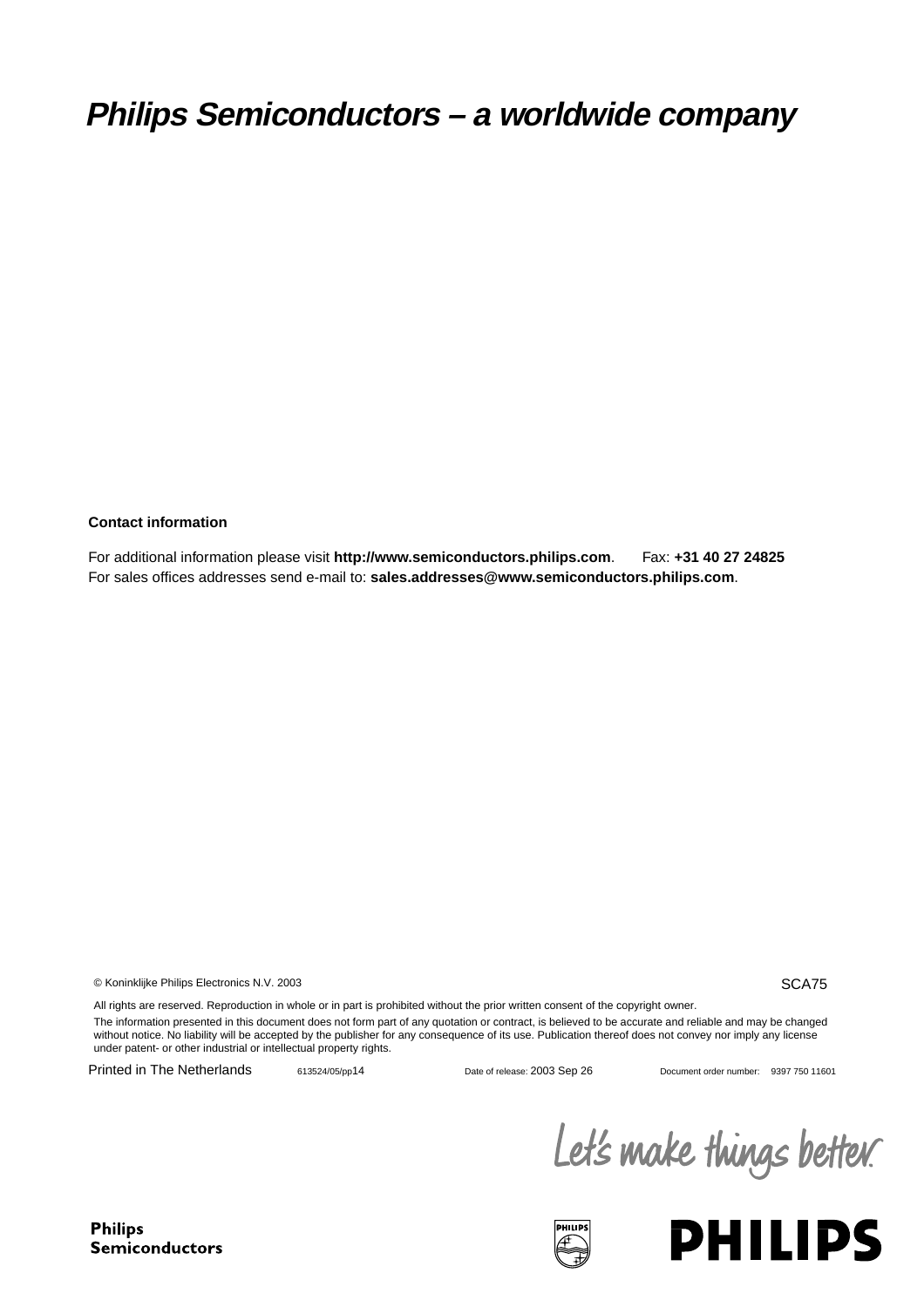# *Philips Semiconductors – a worldwide company*

**Contact information**

For additional information please visit **http://www.semiconductors.philips.com**. Fax: **+31 40 27 24825**
For sales offices addresses send e-mail to: **sales.addresses@www.semiconductors.philips.com**.

© Koninklijke Philips Electronics N.V. 2003

SCA75

All rights are reserved. Reproduction in whole or in part is prohibited without the prior written consent of the copyright owner.

The information presented in this document does not form part of any quotation or contract, is believed to be accurate and reliable and may be changed without notice. No liability will be accepted by the publisher for any consequence of its use. Publication thereof does not convey nor imply any license under patent- or other industrial or intellectual property rights.

Printed in The Netherlands 613524/05/pp14 Date of release: 2003 Sep 26 Document order number: 9397 750 11601

Let's make things better.

Philips Semiconductors

PHILIPS